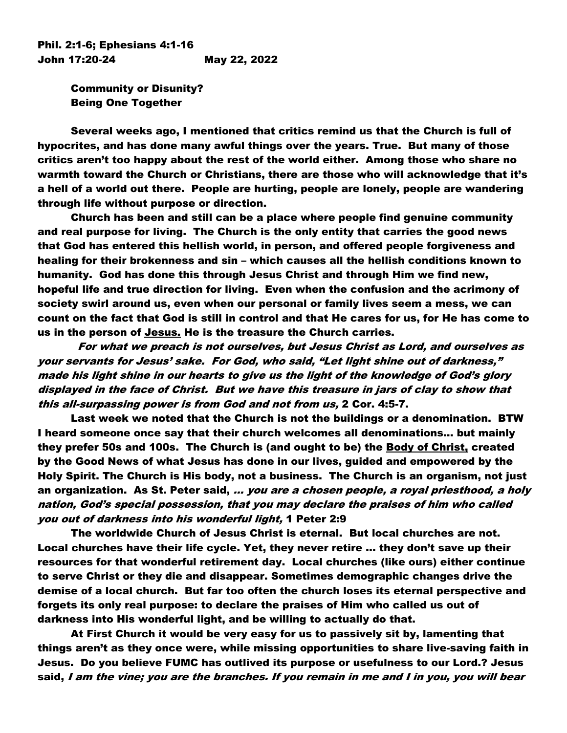**Phil. 2:1-6; Ephesians 4:1-16**
**John 17:20-24 May 22, 2022**

**Community or Disunity?**
**Being One Together**

Several weeks ago, I mentioned that critics remind us that the Church is full of hypocrites, and has done many awful things over the years. True. But many of those critics aren't too happy about the rest of the world either. Among those who share no warmth toward the Church or Christians, there are those who will acknowledge that it's a hell of a world out there. People are hurting, people are lonely, people are wandering through life without purpose or direction.

Church has been and still can be a place where people find genuine community and real purpose for living. The Church is the only entity that carries the good news that God has entered this hellish world, in person, and offered people forgiveness and healing for their brokenness and sin – which causes all the hellish conditions known to humanity. God has done this through Jesus Christ and through Him we find new, hopeful life and true direction for living. Even when the confusion and the acrimony of society swirl around us, even when our personal or family lives seem a mess, we can count on the fact that God is still in control and that He cares for us, for He has come to us in the person of <u>Jesus.</u> He is the treasure the Church carries.

*For what we preach is not ourselves, but Jesus Christ as Lord, and ourselves as your servants for Jesus' sake. For God, who said, "Let light shine out of darkness," made his light shine in our hearts to give us the light of the knowledge of God's glory displayed in the face of Christ. But we have this treasure in jars of clay to show that this all-surpassing power is from God and not from us,* 2 Cor. 4:5-7.

Last week we noted that the Church is not the buildings or a denomination. BTW I heard someone once say that their church welcomes all denominations… but mainly they prefer 50s and 100s. The Church is (and ought to be) the <u>Body of Christ,</u> created by the Good News of what Jesus has done in our lives, guided and empowered by the Holy Spirit. The Church is His body, not a business. The Church is an organism, not just an organization. As St. Peter said, *… you are a chosen people, a royal priesthood, a holy nation, God's special possession, that you may declare the praises of him who called you out of darkness into his wonderful light,* 1 Peter 2:9

The worldwide Church of Jesus Christ is eternal. But local churches are not. Local churches have their life cycle. Yet, they never retire … they don't save up their resources for that wonderful retirement day. Local churches (like ours) either continue to serve Christ or they die and disappear. Sometimes demographic changes drive the demise of a local church. But far too often the church loses its eternal perspective and forgets its only real purpose: to declare the praises of Him who called us out of darkness into His wonderful light, and be willing to actually do that.

At First Church it would be very easy for us to passively sit by, lamenting that things aren't as they once were, while missing opportunities to share live-saving faith in Jesus. Do you believe FUMC has outlived its purpose or usefulness to our Lord.? Jesus said, *I am the vine; you are the branches. If you remain in me and I in you, you will bear*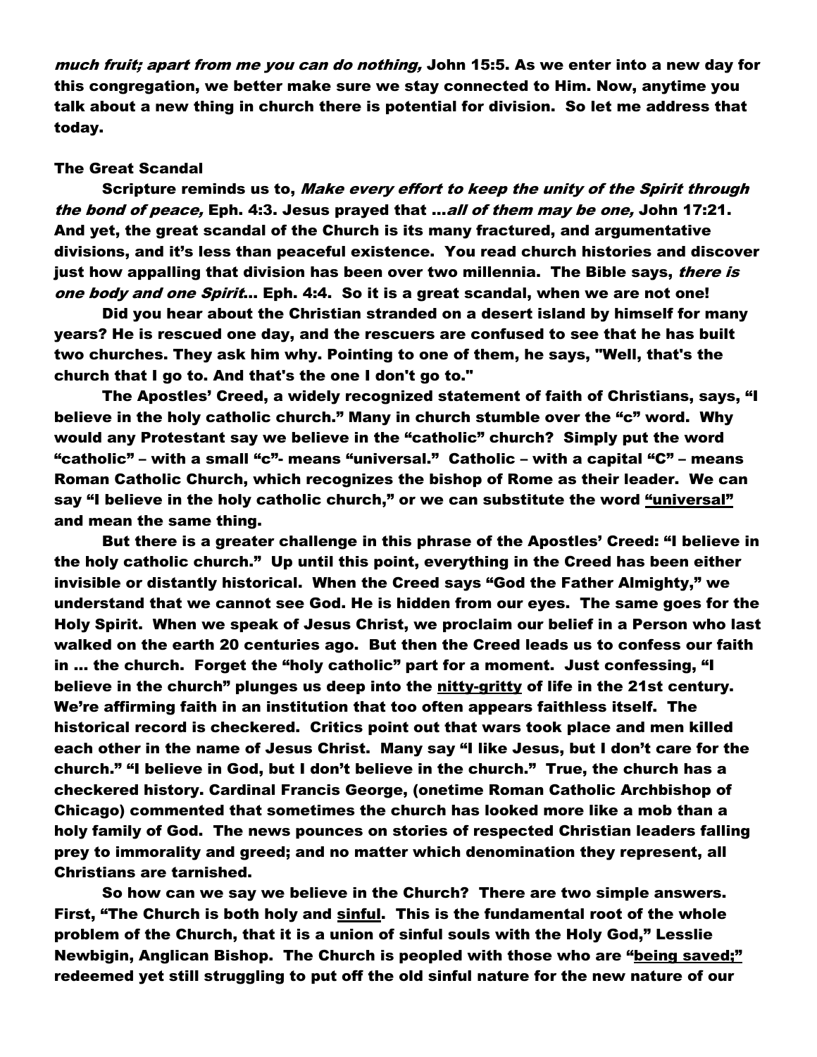*much fruit; apart from me you can do nothing,* John 15:5. As we enter into a new day for this congregation, we better make sure we stay connected to Him. Now, anytime you talk about a new thing in church there is potential for division. So let me address that today.

**The Great Scandal**

Scripture reminds us to, *Make every effort to keep the unity of the Spirit through the bond of peace,* Eph. 4:3. Jesus prayed that …*all of them may be one,* John 17:21. And yet, the great scandal of the Church is its many fractured, and argumentative divisions, and it's less than peaceful existence. You read church histories and discover just how appalling that division has been over two millennia. The Bible says, *there is one body and one Spirit…* Eph. 4:4. So it is a great scandal, when we are not one!

Did you hear about the Christian stranded on a desert island by himself for many years? He is rescued one day, and the rescuers are confused to see that he has built two churches. They ask him why. Pointing to one of them, he says, "Well, that's the church that I go to. And that's the one I don't go to."

The Apostles' Creed, a widely recognized statement of faith of Christians, says, "I believe in the holy catholic church." Many in church stumble over the "c" word. Why would any Protestant say we believe in the "catholic" church? Simply put the word "catholic" – with a small "c"- means "universal." Catholic – with a capital "C" – means Roman Catholic Church, which recognizes the bishop of Rome as their leader. We can say "I believe in the holy catholic church," or we can substitute the word <u>"universal"</u> and mean the same thing.

But there is a greater challenge in this phrase of the Apostles' Creed: "I believe in the holy catholic church." Up until this point, everything in the Creed has been either invisible or distantly historical. When the Creed says "God the Father Almighty," we understand that we cannot see God. He is hidden from our eyes. The same goes for the Holy Spirit. When we speak of Jesus Christ, we proclaim our belief in a Person who last walked on the earth 20 centuries ago. But then the Creed leads us to confess our faith in … the church. Forget the "holy catholic" part for a moment. Just confessing, "I believe in the church" plunges us deep into the <u>nitty-gritty</u> of life in the 21st century. We're affirming faith in an institution that too often appears faithless itself. The historical record is checkered. Critics point out that wars took place and men killed each other in the name of Jesus Christ. Many say "I like Jesus, but I don't care for the church." "I believe in God, but I don't believe in the church." True, the church has a checkered history. Cardinal Francis George, (onetime Roman Catholic Archbishop of Chicago) commented that sometimes the church has looked more like a mob than a holy family of God. The news pounces on stories of respected Christian leaders falling prey to immorality and greed; and no matter which denomination they represent, all Christians are tarnished.

So how can we say we believe in the Church? There are two simple answers. First, "The Church is both holy and <u>sinful</u>. This is the fundamental root of the whole problem of the Church, that it is a union of sinful souls with the Holy God," Lesslie Newbigin, Anglican Bishop. The Church is peopled with those who are "<u>being saved;"</u> redeemed yet still struggling to put off the old sinful nature for the new nature of our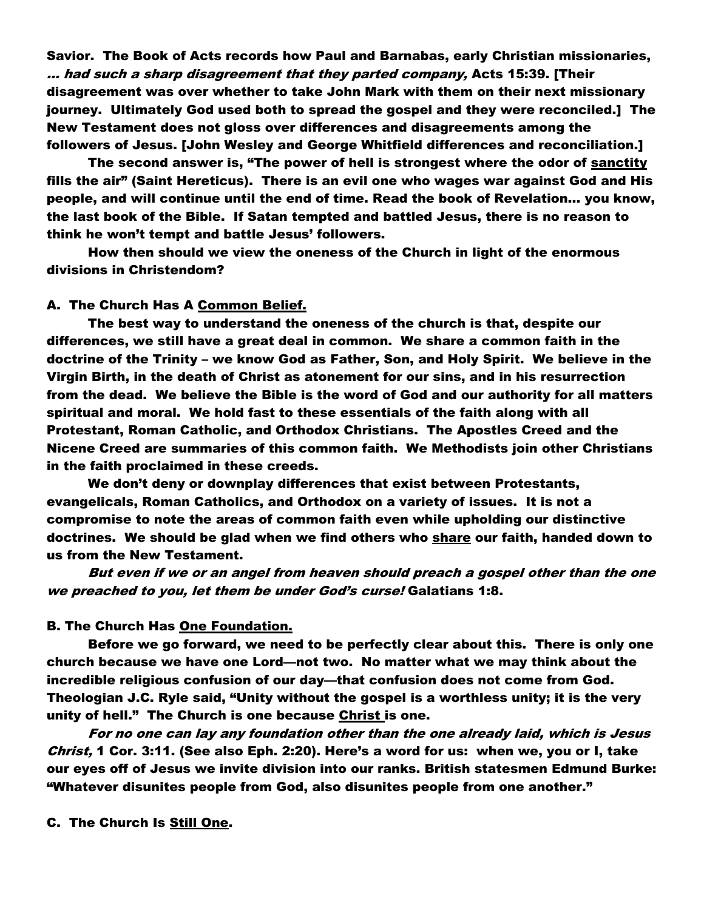Savior. The Book of Acts records how Paul and Barnabas, early Christian missionaries, *... had such a sharp disagreement that they parted company,* Acts 15:39. [Their disagreement was over whether to take John Mark with them on their next missionary journey. Ultimately God used both to spread the gospel and they were reconciled.] The New Testament does not gloss over differences and disagreements among the followers of Jesus. [John Wesley and George Whitfield differences and reconciliation.]

The second answer is, "The power of hell is strongest where the odor of <u>sanctity</u> fills the air" (Saint Hereticus). There is an evil one who wages war against God and His people, and will continue until the end of time. Read the book of Revelation... you know, the last book of the Bible. If Satan tempted and battled Jesus, there is no reason to think he won't tempt and battle Jesus' followers.

How then should we view the oneness of the Church in light of the enormous divisions in Christendom?

### A. The Church Has A <u>Common Belief.</u>

The best way to understand the oneness of the church is that, despite our differences, we still have a great deal in common. We share a common faith in the doctrine of the Trinity – we know God as Father, Son, and Holy Spirit. We believe in the Virgin Birth, in the death of Christ as atonement for our sins, and in his resurrection from the dead. We believe the Bible is the word of God and our authority for all matters spiritual and moral. We hold fast to these essentials of the faith along with all Protestant, Roman Catholic, and Orthodox Christians. The Apostles Creed and the Nicene Creed are summaries of this common faith. We Methodists join other Christians in the faith proclaimed in these creeds.

We don't deny or downplay differences that exist between Protestants, evangelicals, Roman Catholics, and Orthodox on a variety of issues. It is not a compromise to note the areas of common faith even while upholding our distinctive doctrines. We should be glad when we find others who <u>share</u> our faith, handed down to us from the New Testament.

*But even if we or an angel from heaven should preach a gospel other than the one we preached to you, let them be under God's curse!* Galatians 1:8.

### B. The Church Has <u>One Foundation.</u>

Before we go forward, we need to be perfectly clear about this. There is only one church because we have one Lord—not two. No matter what we may think about the incredible religious confusion of our day—that confusion does not come from God. Theologian J.C. Ryle said, "Unity without the gospel is a worthless unity; it is the very unity of hell." The Church is one because <u>Christ</u> is one.

*For no one can lay any foundation other than the one already laid, which is Jesus Christ,* 1 Cor. 3:11. (See also Eph. 2:20). Here's a word for us: when we, you or I, take our eyes off of Jesus we invite division into our ranks. British statesmen Edmund Burke: "Whatever disunites people from God, also disunites people from one another."

### C. The Church Is <u>Still One</u>.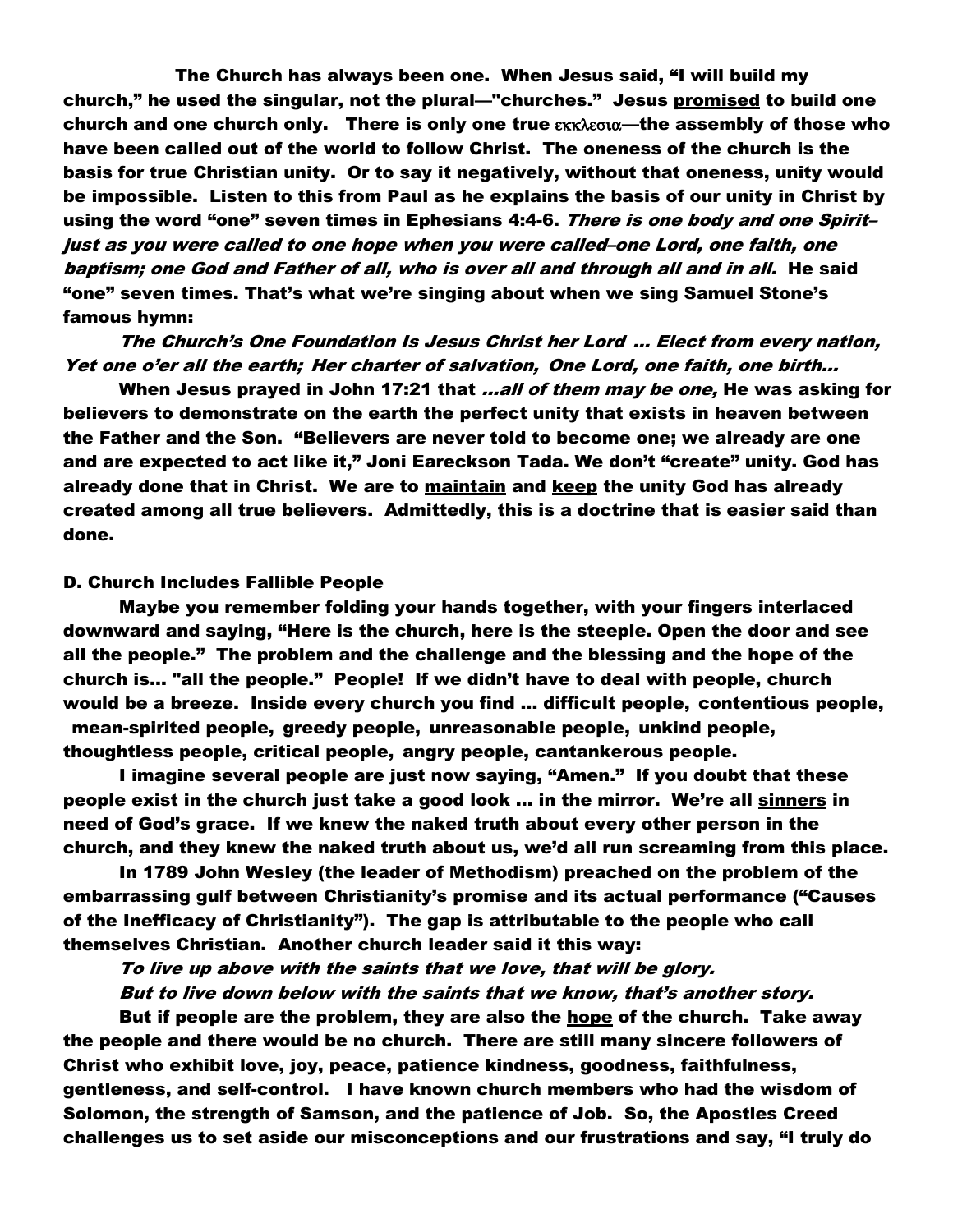The Church has always been one. When Jesus said, "I will build my church," he used the singular, not the plural—"churches." Jesus <u>promised</u> to build one church and one church only. There is only one true εκκλεσια—the assembly of those who have been called out of the world to follow Christ. The oneness of the church is the basis for true Christian unity. Or to say it negatively, without that oneness, unity would be impossible. Listen to this from Paul as he explains the basis of our unity in Christ by using the word "one" seven times in Ephesians 4:4-6. *There is one body and one Spirit–just as you were called to one hope when you were called–one Lord, one faith, one baptism; one God and Father of all, who is over all and through all and in all.* He said "one" seven times. That's what we're singing about when we sing Samuel Stone's famous hymn:

*The Church's One Foundation Is Jesus Christ her Lord ... Elect from every nation, Yet one o'er all the earth; Her charter of salvation, One Lord, one faith, one birth...*

When Jesus prayed in John 17:21 that *...all of them may be one,* He was asking for believers to demonstrate on the earth the perfect unity that exists in heaven between the Father and the Son. "Believers are never told to become one; we already are one and are expected to act like it," Joni Eareckson Tada. We don't "create" unity. God has already done that in Christ. We are to <u>maintain</u> and <u>keep</u> the unity God has already created among all true believers. Admittedly, this is a doctrine that is easier said than done.

**D. Church Includes Fallible People**

Maybe you remember folding your hands together, with your fingers interlaced downward and saying, "Here is the church, here is the steeple. Open the door and see all the people." The problem and the challenge and the blessing and the hope of the church is... "all the people." People! If we didn't have to deal with people, church would be a breeze. Inside every church you find ... difficult people, contentious people, mean-spirited people, greedy people, unreasonable people, unkind people, thoughtless people, critical people, angry people, cantankerous people.

I imagine several people are just now saying, "Amen." If you doubt that these people exist in the church just take a good look ... in the mirror. We're all <u>sinners</u> in need of God's grace. If we knew the naked truth about every other person in the church, and they knew the naked truth about us, we'd all run screaming from this place.

In 1789 John Wesley (the leader of Methodism) preached on the problem of the embarrassing gulf between Christianity's promise and its actual performance ("Causes of the Inefficacy of Christianity"). The gap is attributable to the people who call themselves Christian. Another church leader said it this way:

*To live up above with the saints that we love, that will be glory.*
*But to live down below with the saints that we know, that's another story.*

But if people are the problem, they are also the <u>hope</u> of the church. Take away the people and there would be no church. There are still many sincere followers of Christ who exhibit love, joy, peace, patience kindness, goodness, faithfulness, gentleness, and self-control. I have known church members who had the wisdom of Solomon, the strength of Samson, and the patience of Job. So, the Apostles Creed challenges us to set aside our misconceptions and our frustrations and say, "I truly do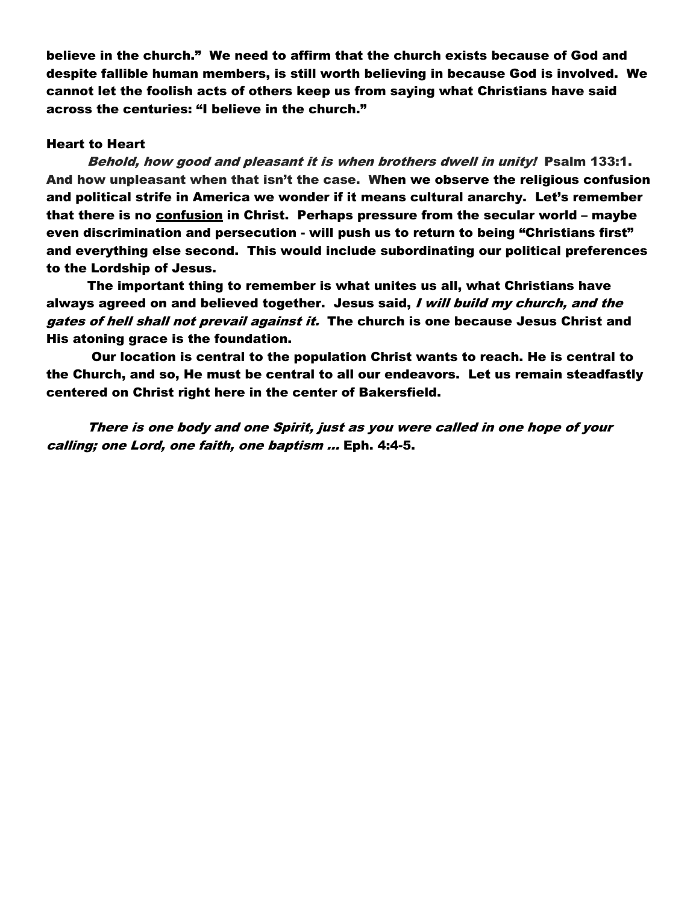**believe in the church." We need to affirm that the church exists because of God and despite fallible human members, is still worth believing in because God is involved. We cannot let the foolish acts of others keep us from saying what Christians have said across the centuries: "I believe in the church."**

**Heart to Heart**

***Behold, how good and pleasant it is when brothers dwell in unity!*** **Psalm 133:1.** And how unpleasant when that isn't the case. **When we observe the religious confusion and political strife in America we wonder if it means cultural anarchy. Let's remember that there is no <u>confusion</u> in Christ. Perhaps pressure from the secular world – maybe even discrimination and persecution - will push us to return to being "Christians first" and everything else second. This would include subordinating our political preferences to the Lordship of Jesus.**

**The important thing to remember is what unites us all, what Christians have always agreed on and believed together. Jesus said, *I will build my church, and the gates of hell shall not prevail against it.* The church is one because Jesus Christ and His atoning grace is the foundation.**

**Our location is central to the population Christ wants to reach. He is central to the Church, and so, He must be central to all our endeavors. Let us remain steadfastly centered on Christ right here in the center of Bakersfield.**

***There is one body and one Spirit, just as you were called in one hope of your calling; one Lord, one faith, one baptism …*** **Eph. 4:4-5.**